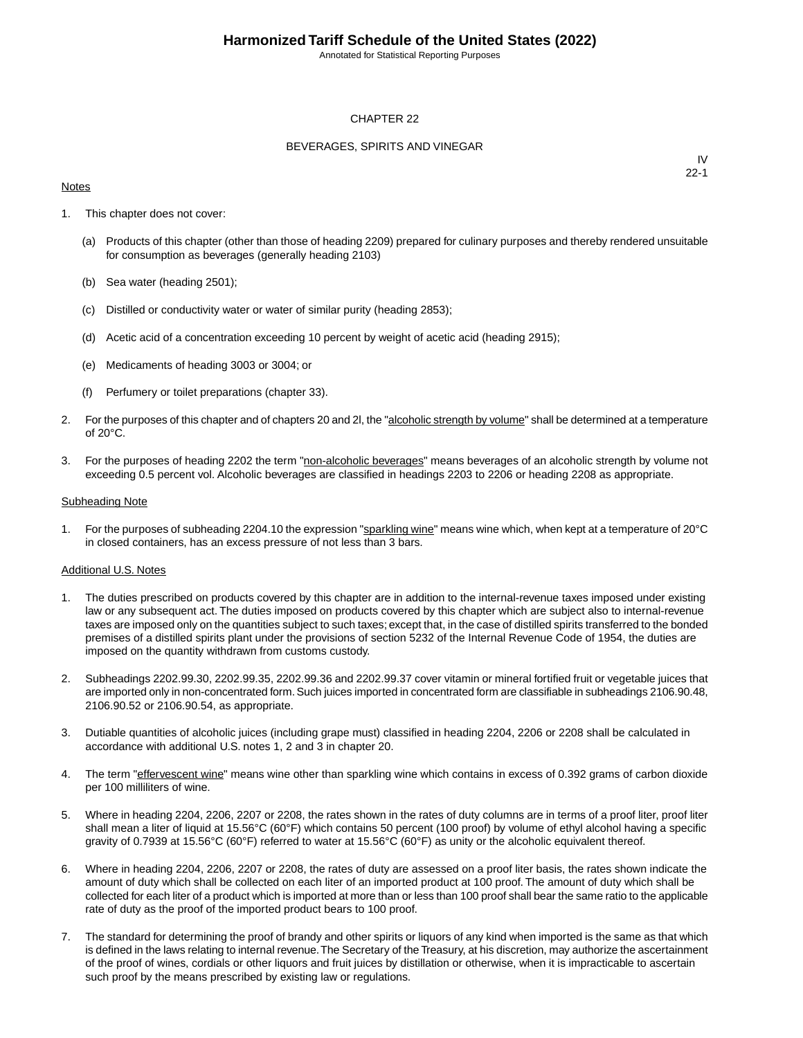CHAPTER 22

BEVERAGES, SPIRITS AND VINEGAR

IV
22-1

Notes

1. This chapter does not cover:

   (a) Products of this chapter (other than those of heading 2209) prepared for culinary purposes and thereby rendered unsuitable for consumption as beverages (generally heading 2103)

   (b) Sea water (heading 2501);

   (c) Distilled or conductivity water or water of similar purity (heading 2853);

   (d) Acetic acid of a concentration exceeding 10 percent by weight of acetic acid (heading 2915);

   (e) Medicaments of heading 3003 or 3004; or

   (f) Perfumery or toilet preparations (chapter 33).

2. For the purposes of this chapter and of chapters 20 and 2l, the "alcoholic strength by volume" shall be determined at a temperature of 20°C.

3. For the purposes of heading 2202 the term "non-alcoholic beverages" means beverages of an alcoholic strength by volume not exceeding 0.5 percent vol. Alcoholic beverages are classified in headings 2203 to 2206 or heading 2208 as appropriate.

Subheading Note

1. For the purposes of subheading 2204.10 the expression "sparkling wine" means wine which, when kept at a temperature of 20°C in closed containers, has an excess pressure of not less than 3 bars.

Additional U.S. Notes

1. The duties prescribed on products covered by this chapter are in addition to the internal-revenue taxes imposed under existing law or any subsequent act. The duties imposed on products covered by this chapter which are subject also to internal-revenue taxes are imposed only on the quantities subject to such taxes; except that, in the case of distilled spirits transferred to the bonded premises of a distilled spirits plant under the provisions of section 5232 of the Internal Revenue Code of 1954, the duties are imposed on the quantity withdrawn from customs custody.

2. Subheadings 2202.99.30, 2202.99.35, 2202.99.36 and 2202.99.37 cover vitamin or mineral fortified fruit or vegetable juices that are imported only in non-concentrated form. Such juices imported in concentrated form are classifiable in subheadings 2106.90.48, 2106.90.52 or 2106.90.54, as appropriate.

3. Dutiable quantities of alcoholic juices (including grape must) classified in heading 2204, 2206 or 2208 shall be calculated in accordance with additional U.S. notes 1, 2 and 3 in chapter 20.

4. The term "effervescent wine" means wine other than sparkling wine which contains in excess of 0.392 grams of carbon dioxide per 100 milliliters of wine.

5. Where in heading 2204, 2206, 2207 or 2208, the rates shown in the rates of duty columns are in terms of a proof liter, proof liter shall mean a liter of liquid at 15.56°C (60°F) which contains 50 percent (100 proof) by volume of ethyl alcohol having a specific gravity of 0.7939 at 15.56°C (60°F) referred to water at 15.56°C (60°F) as unity or the alcoholic equivalent thereof.

6. Where in heading 2204, 2206, 2207 or 2208, the rates of duty are assessed on a proof liter basis, the rates shown indicate the amount of duty which shall be collected on each liter of an imported product at 100 proof. The amount of duty which shall be collected for each liter of a product which is imported at more than or less than 100 proof shall bear the same ratio to the applicable rate of duty as the proof of the imported product bears to 100 proof.

7. The standard for determining the proof of brandy and other spirits or liquors of any kind when imported is the same as that which is defined in the laws relating to internal revenue. The Secretary of the Treasury, at his discretion, may authorize the ascertainment of the proof of wines, cordials or other liquors and fruit juices by distillation or otherwise, when it is impracticable to ascertain such proof by the means prescribed by existing law or regulations.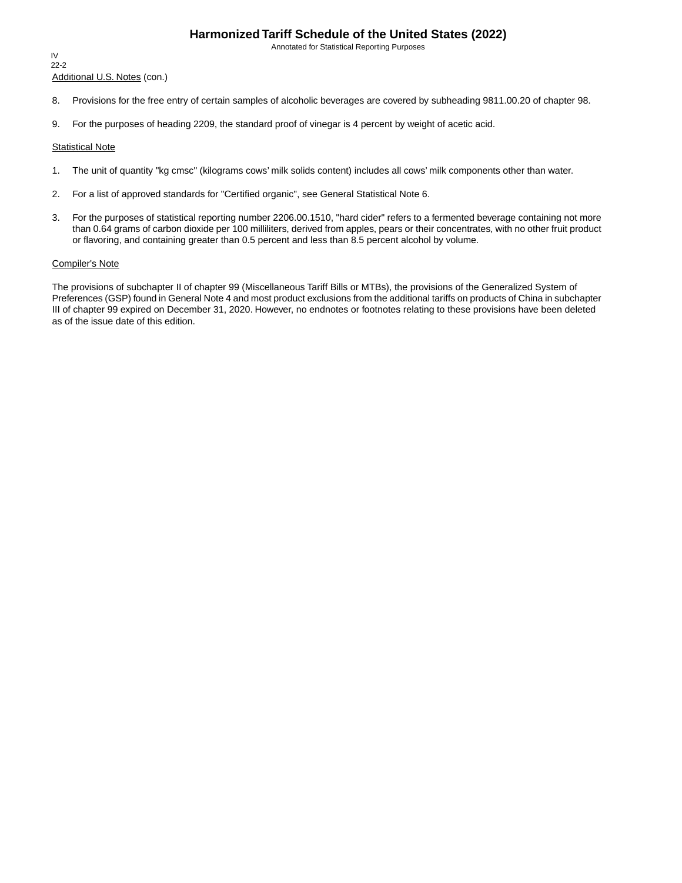Additional U.S. Notes (con.)

8. Provisions for the free entry of certain samples of alcoholic beverages are covered by subheading 9811.00.20 of chapter 98.

9. For the purposes of heading 2209, the standard proof of vinegar is 4 percent by weight of acetic acid.

Statistical Note

1. The unit of quantity "kg cmsc" (kilograms cows' milk solids content) includes all cows' milk components other than water.

2. For a list of approved standards for "Certified organic", see General Statistical Note 6.

3. For the purposes of statistical reporting number 2206.00.1510, "hard cider" refers to a fermented beverage containing not more than 0.64 grams of carbon dioxide per 100 milliliters, derived from apples, pears or their concentrates, with no other fruit product or flavoring, and containing greater than 0.5 percent and less than 8.5 percent alcohol by volume.

Compiler's Note

The provisions of subchapter II of chapter 99 (Miscellaneous Tariff Bills or MTBs), the provisions of the Generalized System of Preferences (GSP) found in General Note 4 and most product exclusions from the additional tariffs on products of China in subchapter III of chapter 99 expired on December 31, 2020. However, no endnotes or footnotes relating to these provisions have been deleted as of the issue date of this edition.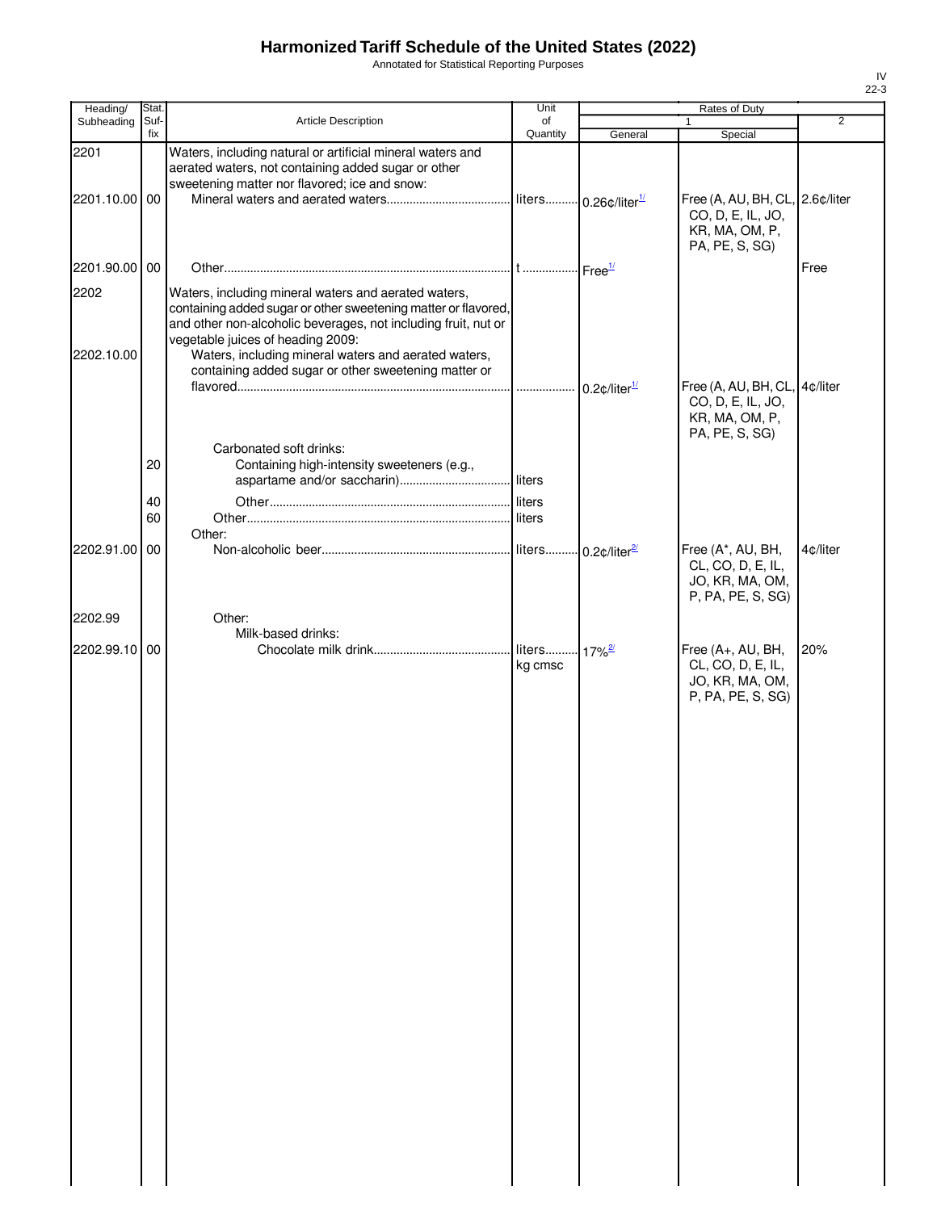# Harmonized Tariff Schedule of the United States (2022)

Annotated for Statistical Reporting Purposes

IV
22-3

| Heading/ Subheading | Stat. Suf-fix | Article Description | Unit of Quantity | Rates of Duty 1 General | Rates of Duty 1 Special | Rates of Duty 2 |
|---|---|---|---|---|---|---|
| 2201 | | Waters, including natural or artificial mineral waters and aerated waters, not containing added sugar or other sweetening matter nor flavored; ice and snow: | | | | |
| 2201.10.00 | 00 | Mineral waters and aerated waters | liters | 0.26¢/liter[1/] | Free (A, AU, BH, CL, CO, D, E, IL, JO, KR, MA, OM, P, PA, PE, S, SG) | 2.6¢/liter |
| 2201.90.00 | 00 | Other | t | Free[1/] | | Free |
| 2202 | | Waters, including mineral waters and aerated waters, containing added sugar or other sweetening matter or flavored, and other non-alcoholic beverages, not including fruit, nut or vegetable juices of heading 2009: | | | | |
| 2202.10.00 | | Waters, including mineral waters and aerated waters, containing added sugar or other sweetening matter or flavored | | 0.2¢/liter[1/] | Free (A, AU, BH, CL, CO, D, E, IL, JO, KR, MA, OM, P, PA, PE, S, SG) | 4¢/liter |
| | | Carbonated soft drinks: | | | | |
| | 20 | Containing high-intensity sweeteners (e.g., aspartame and/or saccharin) | liters | | | |
| | 40 | Other | liters | | | |
| | 60 | Other | liters | | | |
| | | Other: | | | | |
| 2202.91.00 | 00 | Non-alcoholic beer | liters | 0.2¢/liter[2/] | Free (A*, AU, BH, CL, CO, D, E, IL, JO, KR, MA, OM, P, PA, PE, S, SG) | 4¢/liter |
| 2202.99 | | Other: | | | | |
| | | Milk-based drinks: | | | | |
| 2202.99.10 | 00 | Chocolate milk drink | liters kg cmsc | 17%[2/] | Free (A+, AU, BH, CL, CO, D, E, IL, JO, KR, MA, OM, P, PA, PE, S, SG) | 20% |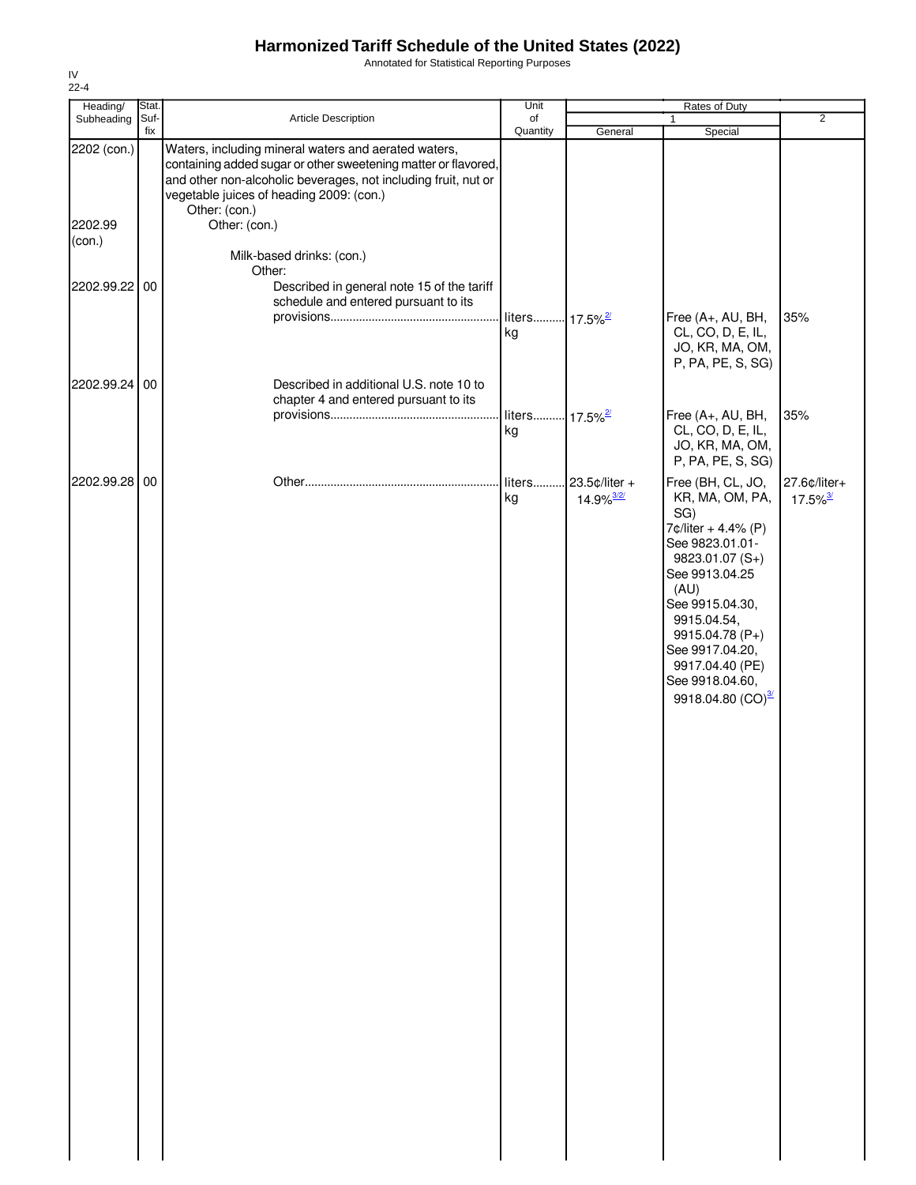# Harmonized Tariff Schedule of the United States (2022)

Annotated for Statistical Reporting Purposes

IV
22-4

| Heading/ Subheading | Stat. Suf- fix | Article Description | Unit of Quantity | Rates of Duty 1 General | Special | 2 |
|---|---|---|---|---|---|---|
| 2202 (con.) | | Waters, including mineral waters and aerated waters, containing added sugar or other sweetening matter or flavored, and other non-alcoholic beverages, not including fruit, nut or vegetable juices of heading 2009: (con.) | | | | |
| | | Other: (con.) | | | | |
| 2202.99 (con.) | | Other: (con.) | | | | |
| | | Milk-based drinks: (con.) | | | | |
| | | Other: | | | | |
| 2202.99.22 | 00 | Described in general note 15 of the tariff schedule and entered pursuant to its provisions | liters kg | 17.5%[2/] | Free (A+, AU, BH, CL, CO, D, E, IL, JO, KR, MA, OM, P, PA, PE, S, SG) | 35% |
| 2202.99.24 | 00 | Described in additional U.S. note 10 to chapter 4 and entered pursuant to its provisions | liters kg | 17.5%[2/] | Free (A+, AU, BH, CL, CO, D, E, IL, JO, KR, MA, OM, P, PA, PE, S, SG) | 35% |
| 2202.99.28 | 00 | Other | liters kg | 23.5¢/liter + 14.9%[3/][2/] | Free (BH, CL, JO, KR, MA, OM, PA, SG) 7¢/liter + 4.4% (P) See 9823.01.01-9823.01.07 (S+) See 9913.04.25 (AU) See 9915.04.30, 9915.04.54, 9915.04.78 (P+) See 9917.04.20, 9917.04.40 (PE) See 9918.04.60, 9918.04.80 (CO)[3/] | 27.6¢/liter+ 17.5%[3/] |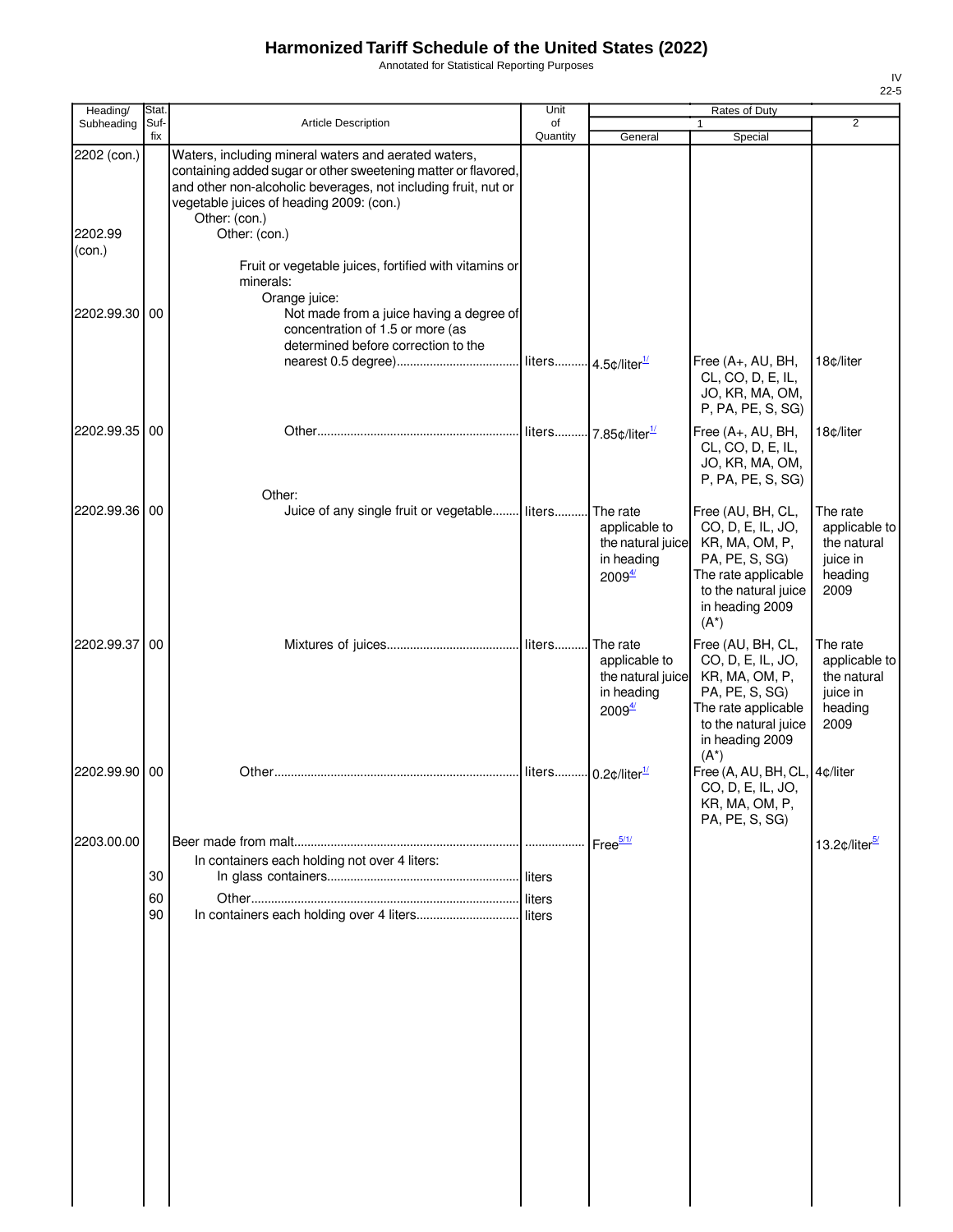# Harmonized Tariff Schedule of the United States (2022)

Annotated for Statistical Reporting Purposes

IV
22-5

| Heading/ Subheading | Stat. Suf-fix | Article Description | Unit of Quantity | Rates of Duty 1 General | Rates of Duty 1 Special | Rates of Duty 2 |
|---|---|---|---|---|---|---|
| 2202 (con.) | | Waters, including mineral waters and aerated waters, containing added sugar or other sweetening matter or flavored, and other non-alcoholic beverages, not including fruit, nut or vegetable juices of heading 2009: (con.) | | | | |
| | | Other: (con.) | | | | |
| 2202.99 (con.) | | Other: (con.) | | | | |
| | | Fruit or vegetable juices, fortified with vitamins or minerals: | | | | |
| | | Orange juice: | | | | |
| 2202.99.30 | 00 | Not made from a juice having a degree of concentration of 1.5 or more (as determined before correction to the nearest 0.5 degree) | liters | 4.5¢/liter[1/] | Free (A+, AU, BH, CL, CO, D, E, IL, JO, KR, MA, OM, P, PA, PE, S, SG) | 18¢/liter |
| 2202.99.35 | 00 | Other | liters | 7.85¢/liter[1/] | Free (A+, AU, BH, CL, CO, D, E, IL, JO, KR, MA, OM, P, PA, PE, S, SG) | 18¢/liter |
| | | Other: | | | | |
| 2202.99.36 | 00 | Juice of any single fruit or vegetable | liters | The rate applicable to the natural juice in heading 2009[4/] | Free (AU, BH, CL, CO, D, E, IL, JO, KR, MA, OM, P, PA, PE, S, SG) The rate applicable to the natural juice in heading 2009 (A*) | The rate applicable to the natural juice in heading 2009 |
| 2202.99.37 | 00 | Mixtures of juices | liters | The rate applicable to the natural juice in heading 2009[4/] | Free (AU, BH, CL, CO, D, E, IL, JO, KR, MA, OM, P, PA, PE, S, SG) The rate applicable to the natural juice in heading 2009 (A*) | The rate applicable to the natural juice in heading 2009 |
| 2202.99.90 | 00 | Other | liters | 0.2¢/liter[1/] | Free (A, AU, BH, CL, CO, D, E, IL, JO, KR, MA, OM, P, PA, PE, S, SG) | 4¢/liter |
| 2203.00.00 | | Beer made from malt | | Free[5/1/] | | 13.2¢/liter[5/] |
| | | In containers each holding not over 4 liters: | | | | |
| | 30 | In glass containers | liters | | | |
| | 60 | Other | liters | | | |
| | 90 | In containers each holding over 4 liters | liters | | | |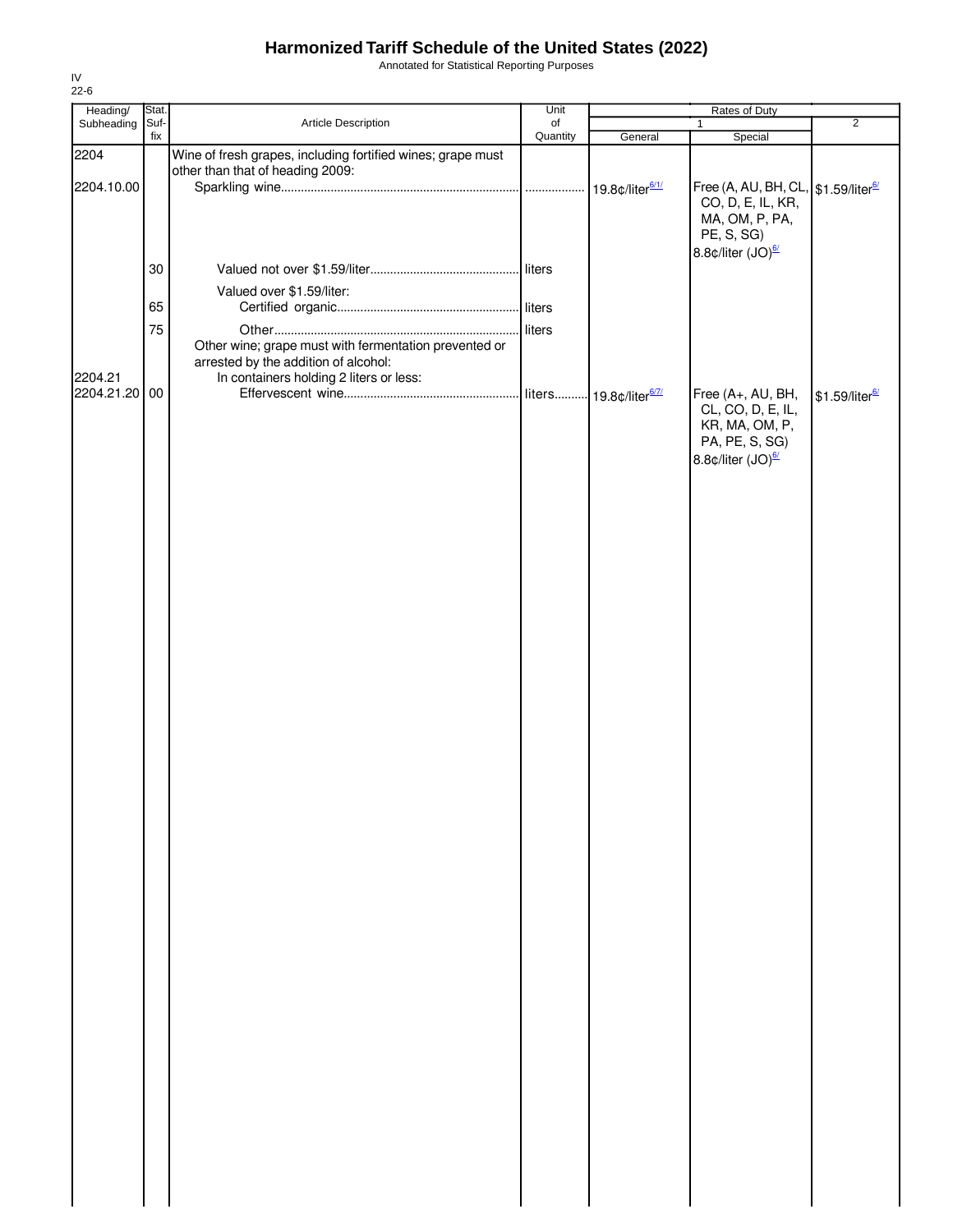# Harmonized Tariff Schedule of the United States (2022)

Annotated for Statistical Reporting Purposes

IV
22-6

| Heading/ Subheading | Stat. Suf-fix | Article Description | Unit of Quantity | Rates of Duty 1 General | Rates of Duty 1 Special | Rates of Duty 2 |
|---|---|---|---|---|---|---|
| 2204 | | Wine of fresh grapes, including fortified wines; grape must other than that of heading 2009: | | | | |
| 2204.10.00 | | Sparkling wine | | 19.8¢/liter[6/1/] | Free (A, AU, BH, CL, CO, D, E, IL, KR, MA, OM, P, PA, PE, S, SG) 8.8¢/liter (JO)[6/] | $1.59/liter[6/] |
| | 30 | Valued not over $1.59/liter | liters | | | |
| | | Valued over $1.59/liter: | | | | |
| | 65 | Certified organic | liters | | | |
| | 75 | Other | liters | | | |
| | | Other wine; grape must with fermentation prevented or arrested by the addition of alcohol: | | | | |
| 2204.21 | | In containers holding 2 liters or less: | | | | |
| 2204.21.20 | 00 | Effervescent wine | liters | 19.8¢/liter[6/7/] | Free (A+, AU, BH, CL, CO, D, E, IL, KR, MA, OM, P, PA, PE, S, SG) 8.8¢/liter (JO)[6/] | $1.59/liter[6/] |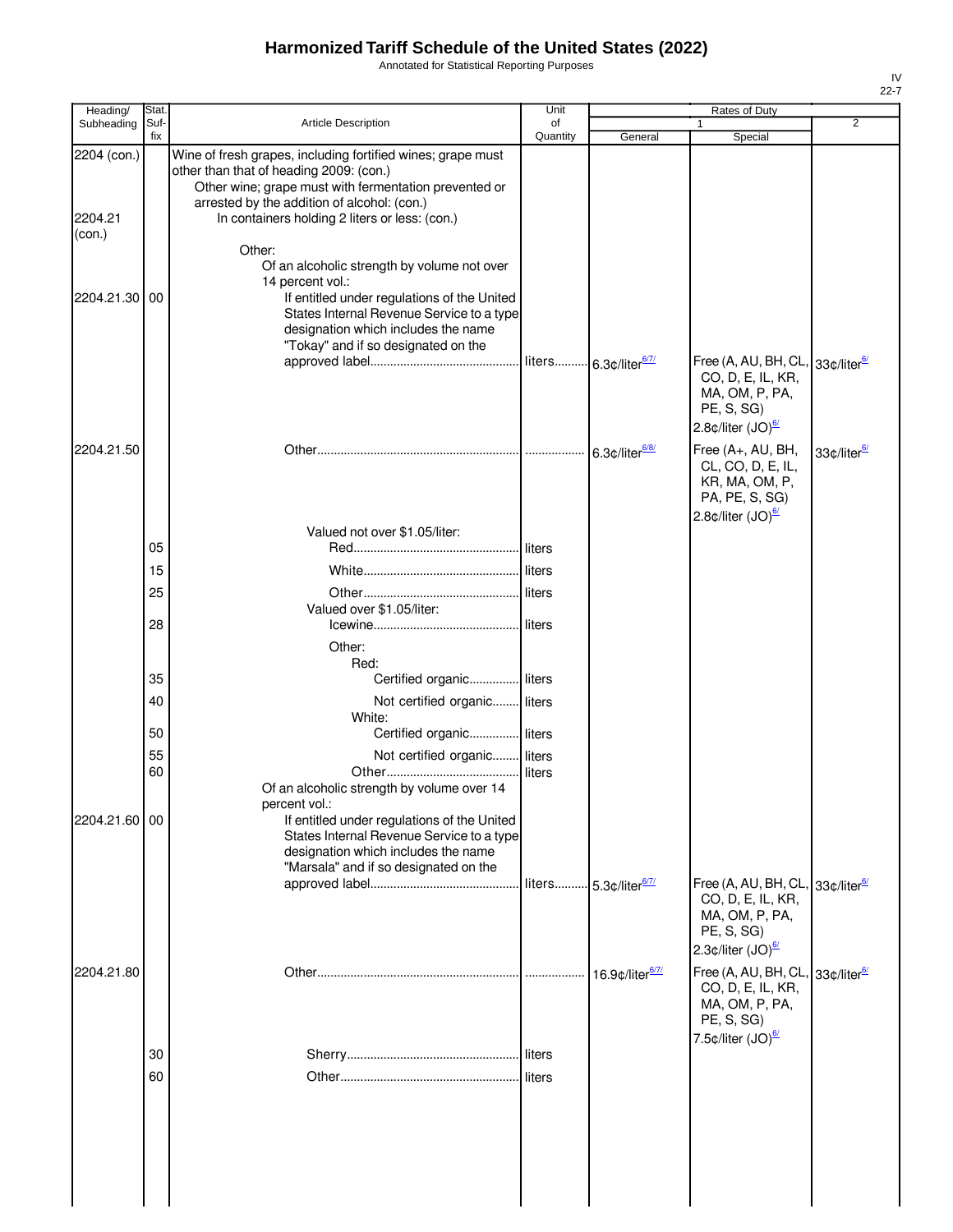# Harmonized Tariff Schedule of the United States (2022)

Annotated for Statistical Reporting Purposes

IV
22-7

| Heading/ Subheading | Stat. Suf- fix | Article Description | Unit of Quantity | Rates of Duty 1 General | Special | 2 |
|---|---|---|---|---|---|---|
| 2204 (con.) | | Wine of fresh grapes, including fortified wines; grape must other than that of heading 2009: (con.) | | | | |
| | | Other wine; grape must with fermentation prevented or arrested by the addition of alcohol: (con.) | | | | |
| 2204.21 (con.) | | In containers holding 2 liters or less: (con.) | | | | |
| | | Other: | | | | |
| | | Of an alcoholic strength by volume not over 14 percent vol.: | | | | |
| 2204.21.30 | 00 | If entitled under regulations of the United States Internal Revenue Service to a type designation which includes the name "Tokay" and if so designated on the approved label | liters | 6.3¢/liter[6/7/] | Free (A, AU, BH, CL, CO, D, E, IL, KR, MA, OM, P, PA, PE, S, SG) 2.8¢/liter (JO)[6/] | 33¢/liter[6/] |
| 2204.21.50 | | Other | | 6.3¢/liter[6/8/] | Free (A+, AU, BH, CL, CO, D, E, IL, KR, MA, OM, P, PA, PE, S, SG) 2.8¢/liter (JO)[6/] | 33¢/liter[6/] |
| | | Valued not over $1.05/liter: | | | | |
| | 05 | Red | liters | | | |
| | 15 | White | liters | | | |
| | 25 | Other | liters | | | |
| | | Valued over $1.05/liter: | | | | |
| | 28 | Icewine | liters | | | |
| | | Other: | | | | |
| | | Red: | | | | |
| | 35 | Certified organic | liters | | | |
| | 40 | Not certified organic | liters | | | |
| | | White: | | | | |
| | 50 | Certified organic | liters | | | |
| | 55 | Not certified organic | liters | | | |
| | 60 | Other | liters | | | |
| | | Of an alcoholic strength by volume over 14 percent vol.: | | | | |
| 2204.21.60 | 00 | If entitled under regulations of the United States Internal Revenue Service to a type designation which includes the name "Marsala" and if so designated on the approved label | liters | 5.3¢/liter[6/7/] | Free (A, AU, BH, CL, CO, D, E, IL, KR, MA, OM, P, PA, PE, S, SG) 2.3¢/liter (JO)[6/] | 33¢/liter[6/] |
| 2204.21.80 | | Other | | 16.9¢/liter[6/7/] | Free (A, AU, BH, CL, CO, D, E, IL, KR, MA, OM, P, PA, PE, S, SG) 7.5¢/liter (JO)[6/] | 33¢/liter[6/] |
| | 30 | Sherry | liters | | | |
| | 60 | Other | liters | | | |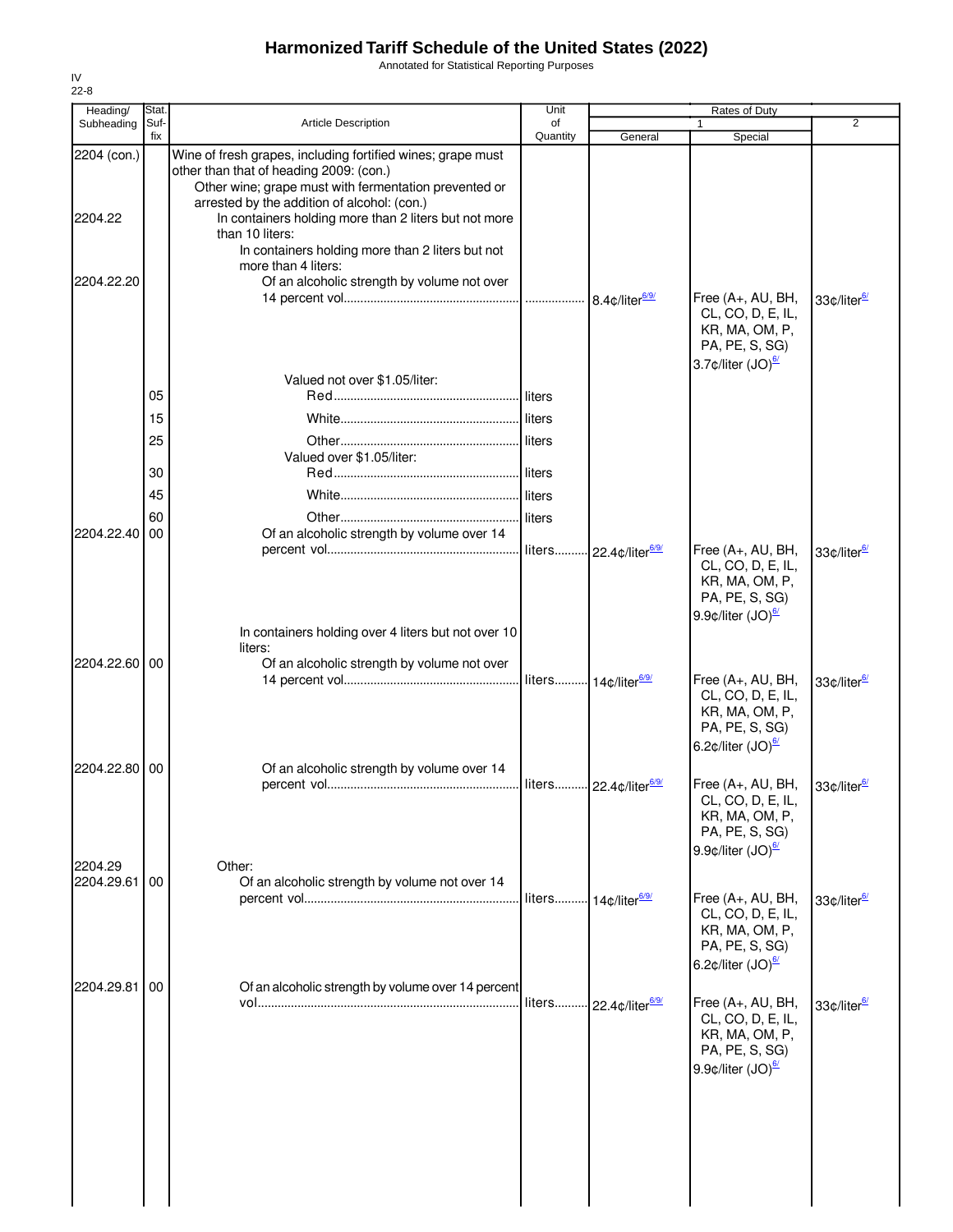# Harmonized Tariff Schedule of the United States (2022)

Annotated for Statistical Reporting Purposes

IV
22-8

| Heading/ Subheading | Stat. Suf- fix | Article Description | Unit of Quantity | Rates of Duty 1 General | Special | 2 |
|---|---|---|---|---|---|---|
| 2204 (con.) | | Wine of fresh grapes, including fortified wines; grape must other than that of heading 2009: (con.) | | | | |
| | | Other wine; grape must with fermentation prevented or arrested by the addition of alcohol: (con.) | | | | |
| 2204.22 | | In containers holding more than 2 liters but not more than 10 liters: | | | | |
| | | In containers holding more than 2 liters but not more than 4 liters: | | | | |
| 2204.22.20 | | Of an alcoholic strength by volume not over 14 percent vol. | | 8.4¢/liter[6/9/] | Free (A+, AU, BH, CL, CO, D, E, IL, KR, MA, OM, P, PA, PE, S, SG) 3.7¢/liter (JO)[6/] | 33¢/liter[6/] |
| | | Valued not over $1.05/liter: | | | | |
| | 05 | Red | liters | | | |
| | 15 | White | liters | | | |
| | 25 | Other | liters | | | |
| | | Valued over $1.05/liter: | | | | |
| | 30 | Red | liters | | | |
| | 45 | White | liters | | | |
| | 60 | Other | liters | | | |
| 2204.22.40 | 00 | Of an alcoholic strength by volume over 14 percent vol. | liters | 22.4¢/liter[6/9/] | Free (A+, AU, BH, CL, CO, D, E, IL, KR, MA, OM, P, PA, PE, S, SG) 9.9¢/liter (JO)[6/] | 33¢/liter[6/] |
| | | In containers holding over 4 liters but not over 10 liters: | | | | |
| 2204.22.60 | 00 | Of an alcoholic strength by volume not over 14 percent vol. | liters | 14¢/liter[6/9/] | Free (A+, AU, BH, CL, CO, D, E, IL, KR, MA, OM, P, PA, PE, S, SG) 6.2¢/liter (JO)[6/] | 33¢/liter[6/] |
| 2204.22.80 | 00 | Of an alcoholic strength by volume over 14 percent vol. | liters | 22.4¢/liter[6/9/] | Free (A+, AU, BH, CL, CO, D, E, IL, KR, MA, OM, P, PA, PE, S, SG) 9.9¢/liter (JO)[6/] | 33¢/liter[6/] |
| 2204.29 | | Other: | | | | |
| 2204.29.61 | 00 | Of an alcoholic strength by volume not over 14 percent vol. | liters | 14¢/liter[6/9/] | Free (A+, AU, BH, CL, CO, D, E, IL, KR, MA, OM, P, PA, PE, S, SG) 6.2¢/liter (JO)[6/] | 33¢/liter[6/] |
| 2204.29.81 | 00 | Of an alcoholic strength by volume over 14 percent vol. | liters | 22.4¢/liter[6/9/] | Free (A+, AU, BH, CL, CO, D, E, IL, KR, MA, OM, P, PA, PE, S, SG) 9.9¢/liter (JO)[6/] | 33¢/liter[6/] |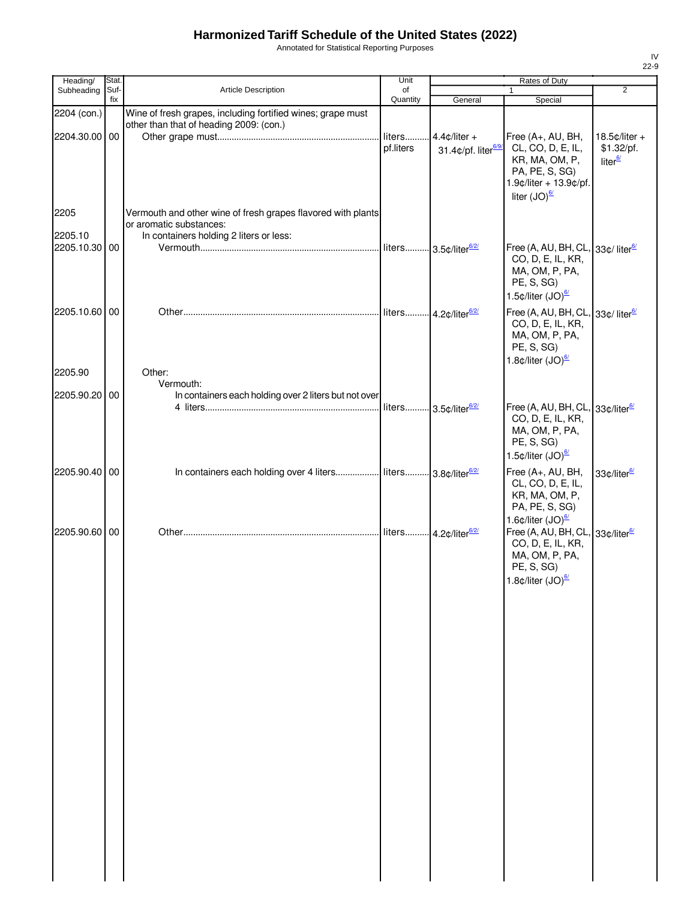# Harmonized Tariff Schedule of the United States (2022)

Annotated for Statistical Reporting Purposes

IV
22-9

| Heading/ Subheading | Stat. Suf-fix | Article Description | Unit of Quantity | Rates of Duty | | |
|---|---|---|---|---|---|---|
| | | | | 1 | | 2 |
| | | | | General | Special | |
| 2204 (con.) | | Wine of fresh grapes, including fortified wines; grape must other than that of heading 2009: (con.) | | | | |
| 2204.30.00 | 00 | Other grape must | liters pf.liters | 4.4¢/liter + 31.4¢/pf. liter[6/9/] | Free (A+, AU, BH, CL, CO, D, E, IL, KR, MA, OM, P, PA, PE, S, SG) 1.9¢/liter + 13.9¢/pf. liter (JO)[6/] | 18.5¢/liter + $1.32/pf. liter[6/] |
| 2205 | | Vermouth and other wine of fresh grapes flavored with plants or aromatic substances: | | | | |
| 2205.10 | | In containers holding 2 liters or less: | | | | |
| 2205.10.30 | 00 | Vermouth | liters | 3.5¢/liter[6/2/] | Free (A, AU, BH, CL, CO, D, E, IL, KR, MA, OM, P, PA, PE, S, SG) 1.5¢/liter (JO)[6/] | 33¢/ liter[6/] |
| 2205.10.60 | 00 | Other | liters | 4.2¢/liter[6/2/] | Free (A, AU, BH, CL, CO, D, E, IL, KR, MA, OM, P, PA, PE, S, SG) 1.8¢/liter (JO)[6/] | 33¢/ liter[6/] |
| 2205.90 | | Other: | | | | |
| | | Vermouth: | | | | |
| 2205.90.20 | 00 | In containers each holding over 2 liters but not over 4 liters | liters | 3.5¢/liter[6/2/] | Free (A, AU, BH, CL, CO, D, E, IL, KR, MA, OM, P, PA, PE, S, SG) 1.5¢/liter (JO)[6/] | 33¢/liter[6/] |
| 2205.90.40 | 00 | In containers each holding over 4 liters | liters | 3.8¢/liter[6/2/] | Free (A+, AU, BH, CL, CO, D, E, IL, KR, MA, OM, P, PA, PE, S, SG) 1.6¢/liter (JO)[6/] | 33¢/liter[6/] |
| 2205.90.60 | 00 | Other | liters | 4.2¢/liter[6/2/] | Free (A, AU, BH, CL, CO, D, E, IL, KR, MA, OM, P, PA, PE, S, SG) 1.8¢/liter (JO)[6/] | 33¢/liter[6/] |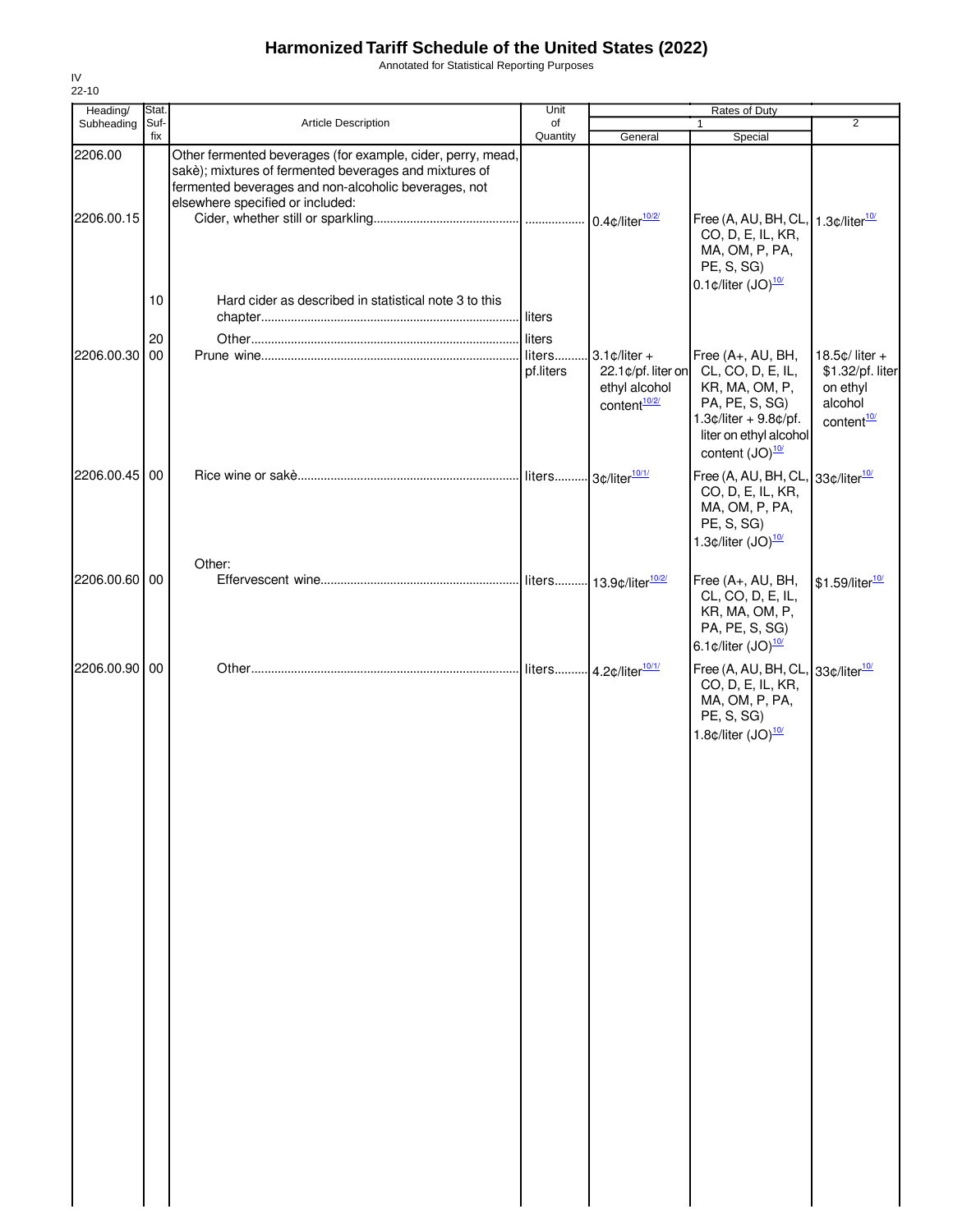# Harmonized Tariff Schedule of the United States (2022)

Annotated for Statistical Reporting Purposes

IV
22-10

| Heading/ Subheading | Stat. Suf-fix | Article Description | Unit of Quantity | Rates of Duty 1 General | Special | 2 |
|---|---|---|---|---|---|---|
| 2206.00 | | Other fermented beverages (for example, cider, perry, mead, sakè); mixtures of fermented beverages and mixtures of fermented beverages and non-alcoholic beverages, not elsewhere specified or included: | | | | |
| 2206.00.15 | | Cider, whether still or sparkling | | 0.4¢/liter[10/2/] | Free (A, AU, BH, CL, CO, D, E, IL, KR, MA, OM, P, PA, PE, S, SG) 0.1¢/liter (JO)[10/] | 1.3¢/liter[10/] |
| | 10 | Hard cider as described in statistical note 3 to this chapter | liters | | | |
| | 20 | Other | liters | | | |
| 2206.00.30 | 00 | Prune wine | liters pf.liters | 3.1¢/liter + 22.1¢/pf. liter on ethyl alcohol content[10/2/] | Free (A+, AU, BH, CL, CO, D, E, IL, KR, MA, OM, P, PA, PE, S, SG) 1.3¢/liter + 9.8¢/pf. liter on ethyl alcohol content (JO)[10/] | 18.5¢/ liter + $1.32/pf. liter on ethyl alcohol content[10/] |
| 2206.00.45 | 00 | Rice wine or sakè | liters | 3¢/liter[10/1/] | Free (A, AU, BH, CL, CO, D, E, IL, KR, MA, OM, P, PA, PE, S, SG) 1.3¢/liter (JO)[10/] | 33¢/liter[10/] |
| | | Other: | | | | |
| 2206.00.60 | 00 | Effervescent wine | liters | 13.9¢/liter[10/2/] | Free (A+, AU, BH, CL, CO, D, E, IL, KR, MA, OM, P, PA, PE, S, SG) 6.1¢/liter (JO)[10/] | $1.59/liter[10/] |
| 2206.00.90 | 00 | Other | liters | 4.2¢/liter[10/1/] | Free (A, AU, BH, CL, CO, D, E, IL, KR, MA, OM, P, PA, PE, S, SG) 1.8¢/liter (JO)[10/] | 33¢/liter[10/] |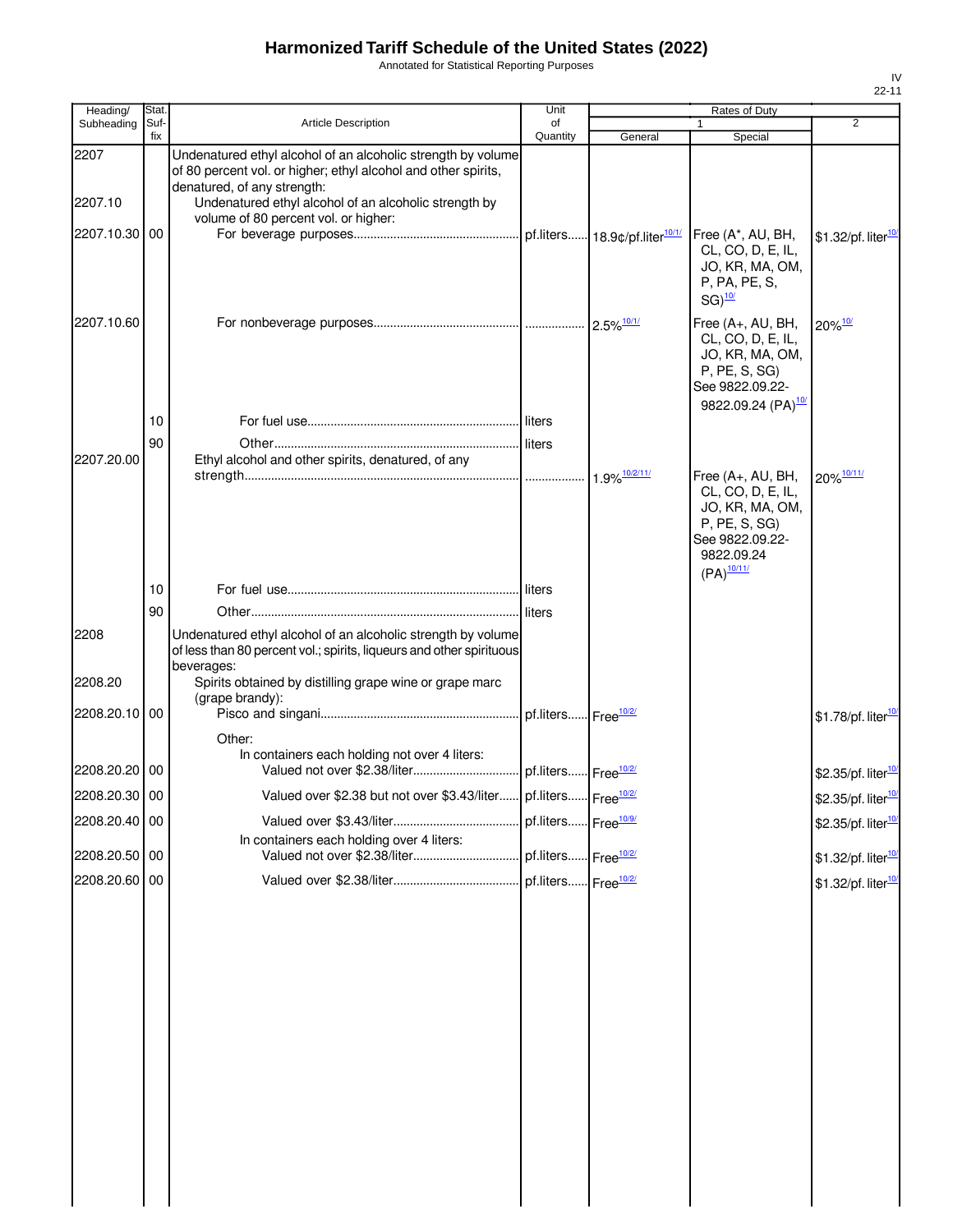# Harmonized Tariff Schedule of the United States (2022)

Annotated for Statistical Reporting Purposes

IV
22-11

| Heading/ Subheading | Stat. Suf- fix | Article Description | Unit of Quantity | Rates of Duty 1 General | Special | 2 |
|---|---|---|---|---|---|---|
| 2207 | | Undenatured ethyl alcohol of an alcoholic strength by volume of 80 percent vol. or higher; ethyl alcohol and other spirits, denatured, of any strength: | | | | |
| 2207.10 | | Undenatured ethyl alcohol of an alcoholic strength by volume of 80 percent vol. or higher: | | | | |
| 2207.10.30 | 00 | For beverage purposes | pf.liters | 18.9¢/pf.liter[10/1/] | Free (A*, AU, BH, CL, CO, D, E, IL, JO, KR, MA, OM, P, PA, PE, S, SG)[10/] | $1.32/pf. liter[10/] |
| 2207.10.60 | | For nonbeverage purposes | | 2.5%[10/1/] | Free (A+, AU, BH, CL, CO, D, E, IL, JO, KR, MA, OM, P, PE, S, SG) See 9822.09.22-9822.09.24 (PA)[10/] | 20%[10/] |
| | 10 | For fuel use | liters | | | |
| | 90 | Other | liters | | | |
| 2207.20.00 | | Ethyl alcohol and other spirits, denatured, of any strength | | 1.9%[10/2/11/] | Free (A+, AU, BH, CL, CO, D, E, IL, JO, KR, MA, OM, P, PE, S, SG) See 9822.09.22-9822.09.24 (PA)[10/11/] | 20%[10/11/] |
| | 10 | For fuel use | liters | | | |
| | 90 | Other | liters | | | |
| 2208 | | Undenatured ethyl alcohol of an alcoholic strength by volume of less than 80 percent vol.; spirits, liqueurs and other spirituous beverages: | | | | |
| 2208.20 | | Spirits obtained by distilling grape wine or grape marc (grape brandy): | | | | |
| 2208.20.10 | 00 | Pisco and singani | pf.liters | Free[10/2/] | | $1.78/pf. liter[10/] |
| | | Other: | | | | |
| | | In containers each holding not over 4 liters: | | | | |
| 2208.20.20 | 00 | Valued not over $2.38/liter | pf.liters | Free[10/2/] | | $2.35/pf. liter[10/] |
| 2208.20.30 | 00 | Valued over $2.38 but not over $3.43/liter | pf.liters | Free[10/2/] | | $2.35/pf. liter[10/] |
| 2208.20.40 | 00 | Valued over $3.43/liter | pf.liters | Free[10/9/] | | $2.35/pf. liter[10/] |
| | | In containers each holding over 4 liters: | | | | |
| 2208.20.50 | 00 | Valued not over $2.38/liter | pf.liters | Free[10/2/] | | $1.32/pf. liter[10/] |
| 2208.20.60 | 00 | Valued over $2.38/liter | pf.liters | Free[10/2/] | | $1.32/pf. liter[10/] |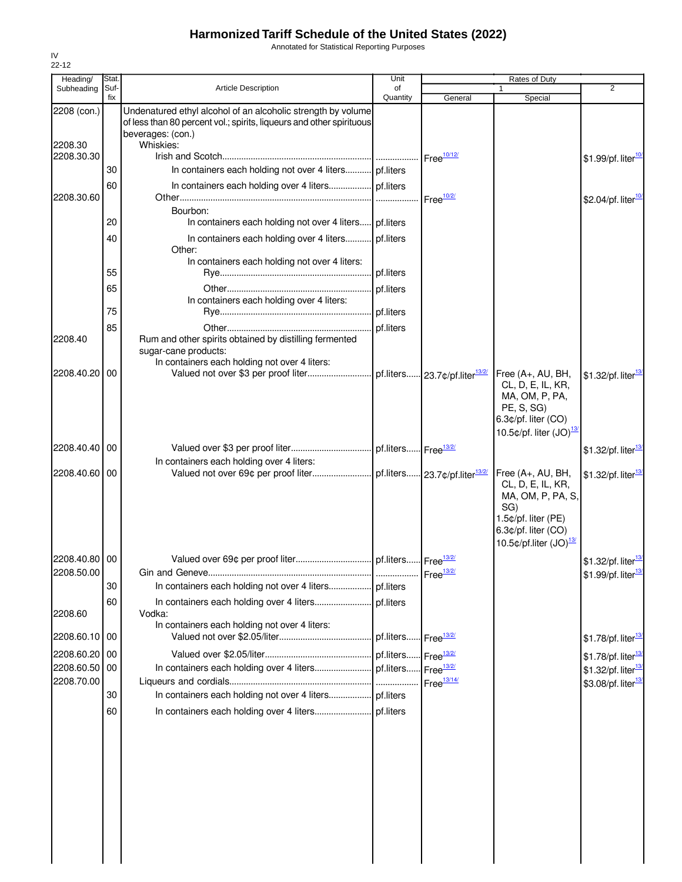# Harmonized Tariff Schedule of the United States (2022)

Annotated for Statistical Reporting Purposes

IV
22-12

| Heading/ Subheading | Stat. Suf- fix | Article Description | Unit of Quantity | Rates of Duty 1 General | Special | 2 |
|---|---|---|---|---|---|---|
| 2208 (con.) | | Undenatured ethyl alcohol of an alcoholic strength by volume of less than 80 percent vol.; spirits, liqueurs and other spirituous beverages: (con.) | | | | |
| 2208.30 | | Whiskies: | | | | |
| 2208.30.30 | | Irish and Scotch | | Free[10/12/] | | $1.99/pf. liter[10/] |
| | 30 | In containers each holding not over 4 liters | pf.liters | | | |
| | 60 | In containers each holding over 4 liters | pf.liters | | | |
| 2208.30.60 | | Other | | Free[10/2/] | | $2.04/pf. liter[10/] |
| | | Bourbon: | | | | |
| | 20 | In containers each holding not over 4 liters | pf.liters | | | |
| | 40 | In containers each holding over 4 liters | pf.liters | | | |
| | | Other: | | | | |
| | | In containers each holding not over 4 liters: | | | | |
| | 55 | Rye | pf.liters | | | |
| | 65 | Other | pf.liters | | | |
| | | In containers each holding over 4 liters: | | | | |
| | 75 | Rye | pf.liters | | | |
| | 85 | Other | pf.liters | | | |
| 2208.40 | | Rum and other spirits obtained by distilling fermented sugar-cane products: | | | | |
| | | In containers each holding not over 4 liters: | | | | |
| 2208.40.20 | 00 | Valued not over $3 per proof liter | pf.liters | 23.7¢/pf.liter[13/2/] | Free (A+, AU, BH, CL, D, E, IL, KR, MA, OM, P, PA, PE, S, SG)<br>6.3¢/pf. liter (CO)<br>10.5¢/pf. liter (JO)[13/] | $1.32/pf. liter[13/] |
| 2208.40.40 | 00 | Valued over $3 per proof liter | pf.liters | Free[13/2/] | | $1.32/pf. liter[13/] |
| | | In containers each holding over 4 liters: | | | | |
| 2208.40.60 | 00 | Valued not over 69¢ per proof liter | pf.liters | 23.7¢/pf.liter[13/2/] | Free (A+, AU, BH, CL, D, E, IL, KR, MA, OM, P, PA, S, SG)<br>1.5¢/pf. liter (PE)<br>6.3¢/pf. liter (CO)<br>10.5¢/pf.liter (JO)[13/] | $1.32/pf. liter[13/] |
| 2208.40.80 | 00 | Valued over 69¢ per proof liter | pf.liters | Free[13/2/] | | $1.32/pf. liter[13/] |
| 2208.50.00 | | Gin and Geneve | | Free[13/2/] | | $1.99/pf. liter[13/] |
| | 30 | In containers each holding not over 4 liters | pf.liters | | | |
| | 60 | In containers each holding over 4 liters | pf.liters | | | |
| 2208.60 | | Vodka: | | | | |
| | | In containers each holding not over 4 liters: | | | | |
| 2208.60.10 | 00 | Valued not over $2.05/liter | pf.liters | Free[13/2/] | | $1.78/pf. liter[13/] |
| 2208.60.20 | 00 | Valued over $2.05/liter | pf.liters | Free[13/2/] | | $1.78/pf. liter[13/] |
| 2208.60.50 | 00 | In containers each holding over 4 liters | pf.liters | Free[13/2/] | | $1.32/pf. liter[13/] |
| 2208.70.00 | | Liqueurs and cordials | | Free[13/14/] | | $3.08/pf. liter[13/] |
| | 30 | In containers each holding not over 4 liters | pf.liters | | | |
| | 60 | In containers each holding over 4 liters | pf.liters | | | |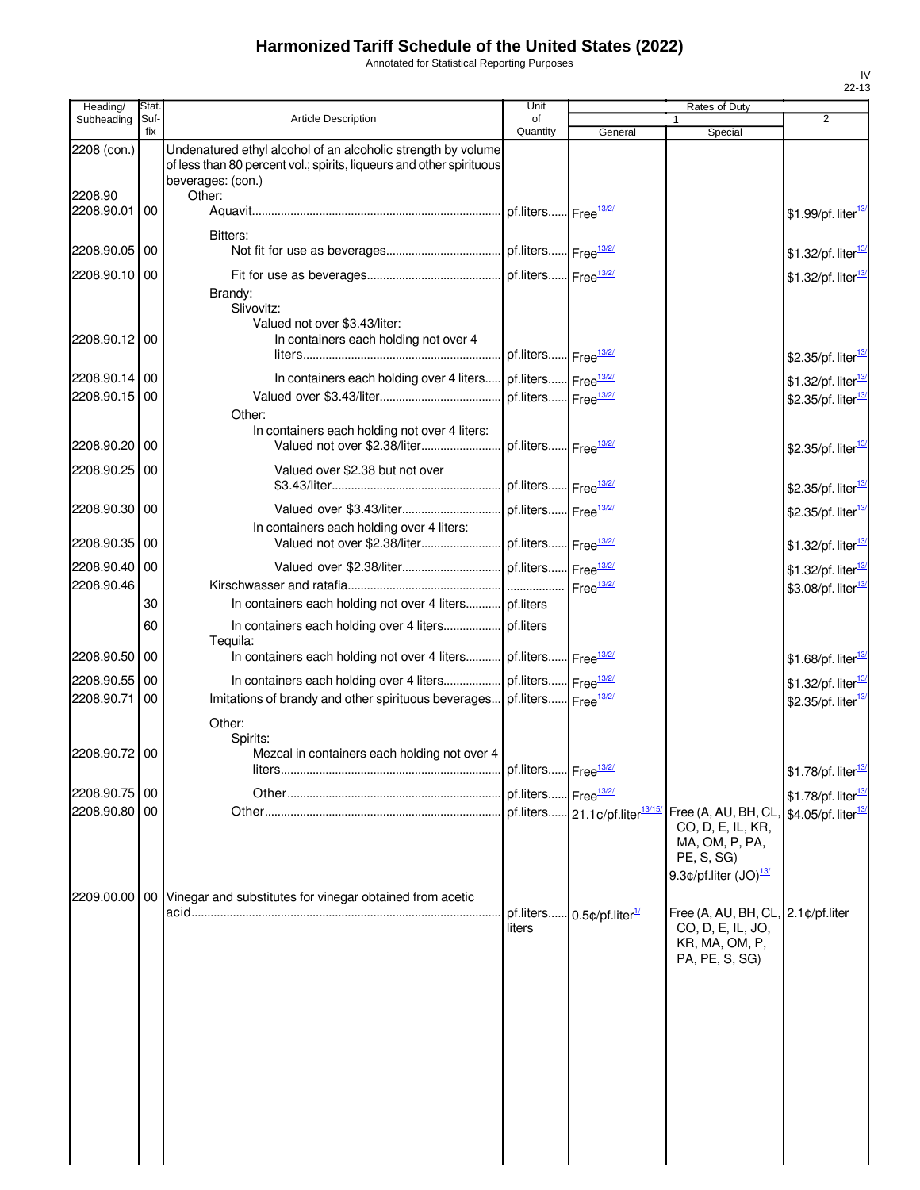# Harmonized Tariff Schedule of the United States (2022)

Annotated for Statistical Reporting Purposes

IV
22-13

| Heading/ Subheading | Stat. Suf- fix | Article Description | Unit of Quantity | Rates of Duty 1 General | Special | 2 |
|---|---|---|---|---|---|---|
| 2208 (con.) | | Undenatured ethyl alcohol of an alcoholic strength by volume of less than 80 percent vol.; spirits, liqueurs and other spirituous beverages: (con.) | | | | |
| 2208.90 | | Other: | | | | |
| 2208.90.01 | 00 | Aquavit | pf.liters | Free[13/2/] | | $1.99/pf. liter[13/] |
| | | Bitters: | | | | |
| 2208.90.05 | 00 | Not fit for use as beverages | pf.liters | Free[13/2/] | | $1.32/pf. liter[13/] |
| 2208.90.10 | 00 | Fit for use as beverages | pf.liters | Free[13/2/] | | $1.32/pf. liter[13/] |
| | | Brandy: | | | | |
| | | Slivovitz: | | | | |
| | | Valued not over $3.43/liter: | | | | |
| 2208.90.12 | 00 | In containers each holding not over 4 liters | pf.liters | Free[13/2/] | | $2.35/pf. liter[13/] |
| 2208.90.14 | 00 | In containers each holding over 4 liters | pf.liters | Free[13/2/] | | $1.32/pf. liter[13/] |
| 2208.90.15 | 00 | Valued over $3.43/liter | pf.liters | Free[13/2/] | | $2.35/pf. liter[13/] |
| | | Other: | | | | |
| | | In containers each holding not over 4 liters: | | | | |
| 2208.90.20 | 00 | Valued not over $2.38/liter | pf.liters | Free[13/2/] | | $2.35/pf. liter[13/] |
| 2208.90.25 | 00 | Valued over $2.38 but not over $3.43/liter | pf.liters | Free[13/2/] | | $2.35/pf. liter[13/] |
| 2208.90.30 | 00 | Valued over $3.43/liter | pf.liters | Free[13/2/] | | $2.35/pf. liter[13/] |
| | | In containers each holding over 4 liters: | | | | |
| 2208.90.35 | 00 | Valued not over $2.38/liter | pf.liters | Free[13/2/] | | $1.32/pf. liter[13/] |
| 2208.90.40 | 00 | Valued over $2.38/liter | pf.liters | Free[13/2/] | | $1.32/pf. liter[13/] |
| 2208.90.46 | | Kirschwasser and ratafia | | Free[13/2/] | | $3.08/pf. liter[13/] |
| | 30 | In containers each holding not over 4 liters | pf.liters | | | |
| | 60 | In containers each holding over 4 liters | pf.liters | | | |
| | | Tequila: | | | | |
| 2208.90.50 | 00 | In containers each holding not over 4 liters | pf.liters | Free[13/2/] | | $1.68/pf. liter[13/] |
| 2208.90.55 | 00 | In containers each holding over 4 liters | pf.liters | Free[13/2/] | | $1.32/pf. liter[13/] |
| 2208.90.71 | 00 | Imitations of brandy and other spirituous beverages | pf.liters | Free[13/2/] | | $2.35/pf. liter[13/] |
| | | Other: | | | | |
| | | Spirits: | | | | |
| 2208.90.72 | 00 | Mezcal in containers each holding not over 4 liters | pf.liters | Free[13/2/] | | $1.78/pf. liter[13/] |
| 2208.90.75 | 00 | Other | pf.liters | Free[13/2/] | | $1.78/pf. liter[13/] |
| 2208.90.80 | 00 | Other | pf.liters | 21.1¢/pf.liter[13/15/] | Free (A, AU, BH, CL, CO, D, E, IL, KR, MA, OM, P, PA, PE, S, SG) 9.3¢/pf.liter (JO)[13/] | $4.05/pf. liter[13/] |
| 2209.00.00 | 00 | Vinegar and substitutes for vinegar obtained from acetic acid | pf.liters liters | 0.5¢/pf.liter[1/] | Free (A, AU, BH, CL, CO, D, E, IL, JO, KR, MA, OM, P, PA, PE, S, SG) | 2.1¢/pf.liter |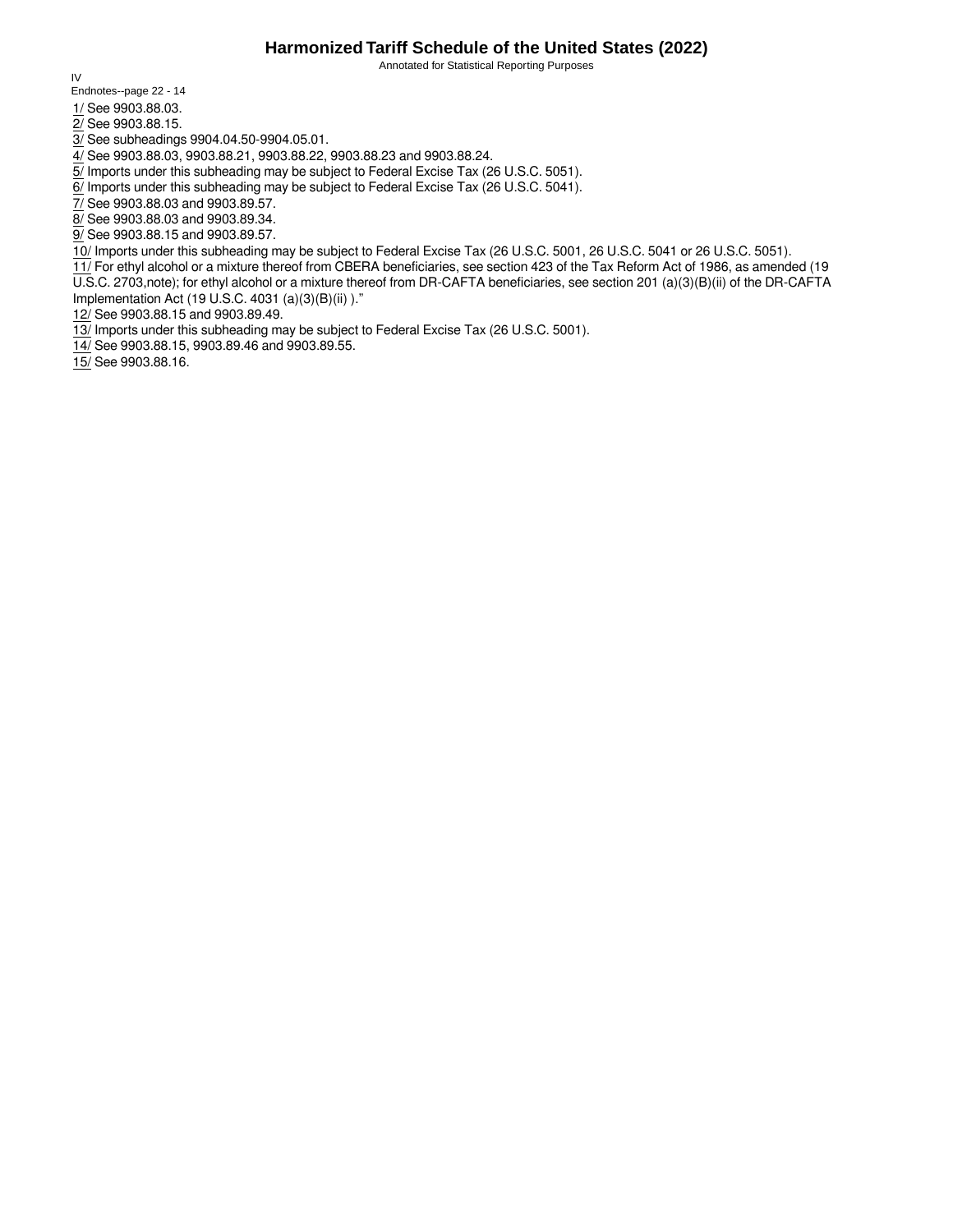IV
Endnotes--page 22 - 14

1/ See 9903.88.03.

2/ See 9903.88.15.

3/ See subheadings 9904.04.50-9904.05.01.

4/ See 9903.88.03, 9903.88.21, 9903.88.22, 9903.88.23 and 9903.88.24.

5/ Imports under this subheading may be subject to Federal Excise Tax (26 U.S.C. 5051).

6/ Imports under this subheading may be subject to Federal Excise Tax (26 U.S.C. 5041).

7/ See 9903.88.03 and 9903.89.57.

8/ See 9903.88.03 and 9903.89.34.

9/ See 9903.88.15 and 9903.89.57.

10/ Imports under this subheading may be subject to Federal Excise Tax (26 U.S.C. 5001, 26 U.S.C. 5041 or 26 U.S.C. 5051).

11/ For ethyl alcohol or a mixture thereof from CBERA beneficiaries, see section 423 of the Tax Reform Act of 1986, as amended (19 U.S.C. 2703,note); for ethyl alcohol or a mixture thereof from DR-CAFTA beneficiaries, see section 201 (a)(3)(B)(ii) of the DR-CAFTA Implementation Act (19 U.S.C. 4031 (a)(3)(B)(ii) )."

12/ See 9903.88.15 and 9903.89.49.

13/ Imports under this subheading may be subject to Federal Excise Tax (26 U.S.C. 5001).

14/ See 9903.88.15, 9903.89.46 and 9903.89.55.

15/ See 9903.88.16.